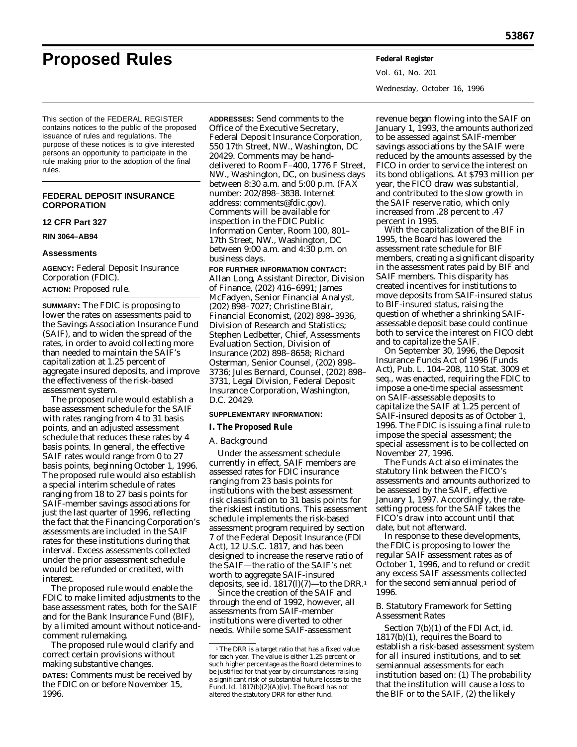# Proposed Rules

This section of the FEDERAL REGISTER contains notices to the public of the proposed issuance of rules and regulations. The purpose of these notices is to give interested persons an opportunity to participate in the rule making prior to the adoption of the final rules.

## FEDERAL DEPOSIT INSURANCE CORPORATION

### 12 CFR Part 327

**RIN 3064–AB94**

### Assessments

**AGENCY:** Federal Deposit Insurance Corporation (FDIC).

**ACTION:** Proposed rule.

**SUMMARY:** The FDIC is proposing to lower the rates on assessments paid to the Savings Association Insurance Fund (SAIF), and to widen the spread of the rates, in order to avoid collecting more than needed to maintain the SAIF's capitalization at 1.25 percent of aggregate insured deposits, and improve the effectiveness of the risk-based assessment system.

The proposed rule would establish a base assessment schedule for the SAIF with rates ranging from 4 to 31 basis points, and an adjusted assessment schedule that reduces these rates by 4 basis points. In general, the effective SAIF rates would range from 0 to 27 basis points, beginning October 1, 1996. The proposed rule would also establish a special interim schedule of rates ranging from 18 to 27 basis points for SAIF-member savings associations for just the last quarter of 1996, reflecting the fact that the Financing Corporation's assessments are included in the SAIF rates for these institutions during that interval. Excess assessments collected under the prior assessment schedule would be refunded or credited, with interest.

The proposed rule would enable the FDIC to make limited adjustments to the base assessment rates, both for the SAIF and for the Bank Insurance Fund (BIF), by a limited amount without notice-and-comment rulemaking.

The proposed rule would clarify and correct certain provisions without making substantive changes.

**DATES:** Comments must be received by the FDIC on or before November 15, 1996.

**ADDRESSES:** Send comments to the Office of the Executive Secretary, Federal Deposit Insurance Corporation, 550 17th Street, NW., Washington, DC 20429. Comments may be hand-delivered to Room F–400, 1776 F Street, NW., Washington, DC, on business days between 8:30 a.m. and 5:00 p.m. (FAX number: 202/898–3838. Internet address: comments@fdic.gov). Comments will be available for inspection in the FDIC Public Information Center, Room 100, 801–17th Street, NW., Washington, DC between 9:00 a.m. and 4:30 p.m. on business days.

**FOR FURTHER INFORMATION CONTACT:** Allan Long, Assistant Director, Division of Finance, (202) 416–6991; James McFadyen, Senior Financial Analyst, (202) 898–7027; Christine Blair, Financial Economist, (202) 898–3936, Division of Research and Statistics; Stephen Ledbetter, Chief, Assessments Evaluation Section, Division of Insurance (202) 898–8658; Richard Osterman, Senior Counsel, (202) 898–3736; Jules Bernard, Counsel, (202) 898–3731, Legal Division, Federal Deposit Insurance Corporation, Washington, D.C. 20429.

**SUPPLEMENTARY INFORMATION:**

### I. The Proposed Rule

#### A. Background

Under the assessment schedule currently in effect, SAIF members are assessed rates for FDIC insurance ranging from 23 basis points for institutions with the best assessment risk classification to 31 basis points for the riskiest institutions. This assessment schedule implements the risk-based assessment program required by section 7 of the Federal Deposit Insurance (FDI Act), 12 U.S.C. 1817, and has been designed to increase the reserve ratio of the SAIF—the ratio of the SAIF's net worth to aggregate SAIF-insured deposits, *see id.* 1817(l)(7)—to the DRR.[1]

Since the creation of the SAIF and through the end of 1992, however, all assessments from SAIF-member institutions were diverted to other needs. While some SAIF-assessment revenue began flowing into the SAIF on January 1, 1993, the amounts authorized to be assessed against SAIF-member savings associations by the SAIF were reduced by the amounts assessed by the FICO in order to service the interest on its bond obligations. At $793 million per year, the FICO draw was substantial, and contributed to the slow growth in the SAIF reserve ratio, which only increased from .28 percent to .47 percent in 1995.

With the capitalization of the BIF in 1995, the Board has lowered the assessment rate schedule for BIF members, creating a significant disparity in the assessment rates paid by BIF and SAIF members. This disparity has created incentives for institutions to move deposits from SAIF-insured status to BIF-insured status, raising the question of whether a shrinking SAIF-assessable deposit base could continue both to service the interest on FICO debt and to capitalize the SAIF.

On September 30, 1996, the Deposit Insurance Funds Act of 1996 (Funds Act), Pub. L. 104–208, 110 Stat. 3009 *et seq.*, was enacted, requiring the FDIC to impose a one-time special assessment on SAIF-assessable deposits to capitalize the SAIF at 1.25 percent of SAIF-insured deposits as of October 1, 1996. The FDIC is issuing a final rule to impose the special assessment; the special assessment is to be collected on November 27, 1996.

The Funds Act also eliminates the statutory link between the FICO's assessments and amounts authorized to be assessed by the SAIF, effective January 1, 1997. Accordingly, the rate-setting process for the SAIF takes the FICO's draw into account until that date, but not afterward.

In response to these developments, the FDIC is proposing to lower the regular SAIF assessment rates as of October 1, 1996, and to refund or credit any excess SAIF assessments collected for the second semiannual period of 1996.

#### B. Statutory Framework for Setting Assessment Rates

Section 7(b)(1) of the FDI Act, *id.* 1817(b)(1), requires the Board to establish a risk-based assessment system for all insured institutions, and to set semiannual assessments for each institution based on: (1) The probability that the institution will cause a loss to the BIF or to the SAIF, (2) the likely

---

[1] The DRR is a target ratio that has a fixed value for each year. The value is either 1.25 percent or such higher percentage as the Board determines to be justified for that year by circumstances raising a significant risk of substantial future losses to the Fund. *Id.* 1817(b)(2)(A)(iv). The Board has not altered the statutory DRR for either fund.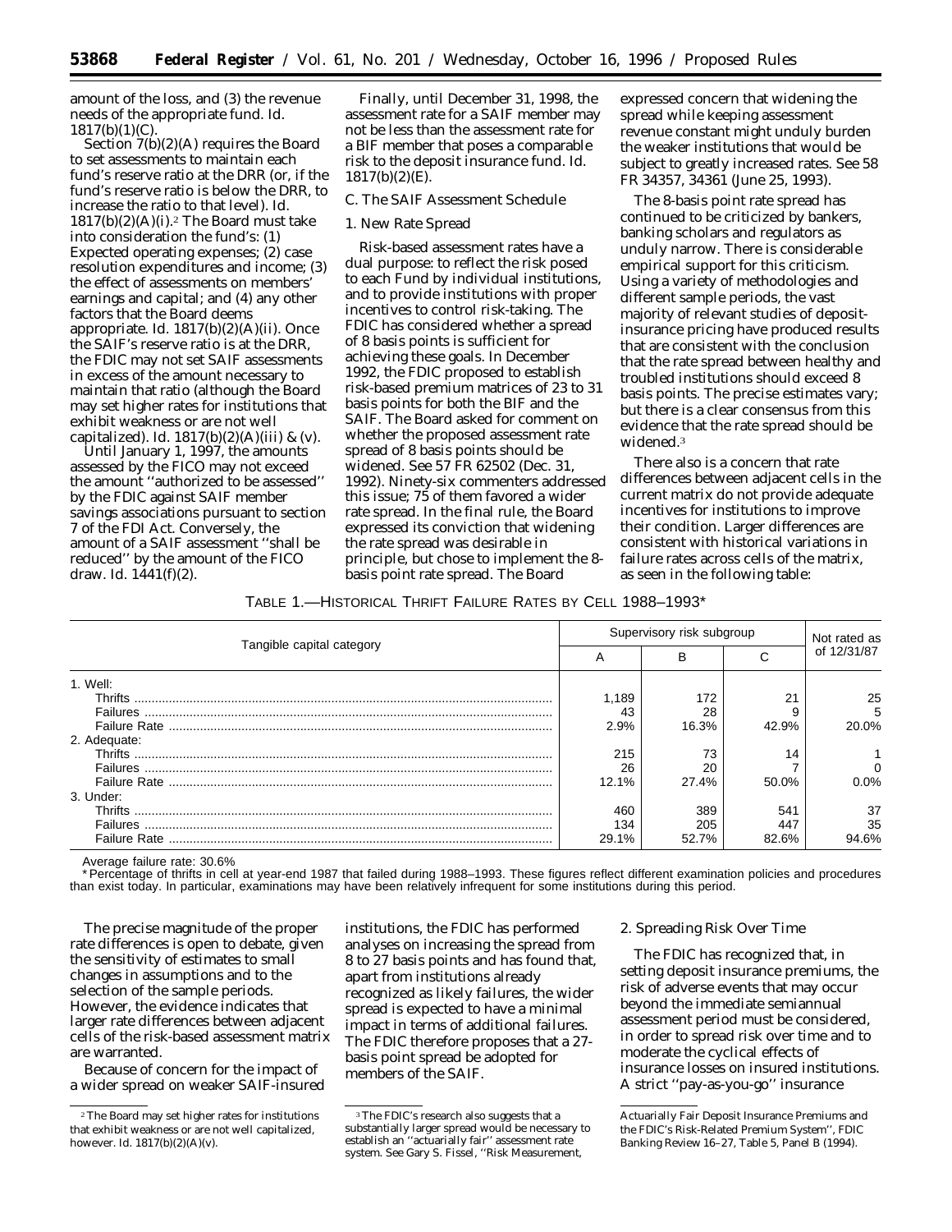amount of the loss, and (3) the revenue needs of the appropriate fund. Id. 1817(b)(1)(C).

Section 7(b)(2)(A) requires the Board to set assessments to maintain each fund's reserve ratio at the DRR (or, if the fund's reserve ratio is below the DRR, to increase the ratio to that level). Id. 1817(b)(2)(A)(i).[2] The Board must take into consideration the fund's: (1) Expected operating expenses; (2) case resolution expenditures and income; (3) the effect of assessments on members' earnings and capital; and (4) any other factors that the Board deems appropriate. Id. 1817(b)(2)(A)(ii). Once the SAIF's reserve ratio is at the DRR, the FDIC may not set SAIF assessments in excess of the amount necessary to maintain that ratio (although the Board may set higher rates for institutions that exhibit weakness or are not well capitalized). Id. 1817(b)(2)(A)(iii) & (v).

Until January 1, 1997, the amounts assessed by the FICO may not exceed the amount ''authorized to be assessed'' by the FDIC against SAIF member savings associations pursuant to section 7 of the FDI Act. Conversely, the amount of a SAIF assessment ''shall be reduced'' by the amount of the FICO draw. Id. 1441(f)(2).

Finally, until December 31, 1998, the assessment rate for a SAIF member may not be less than the assessment rate for a BIF member that poses a comparable risk to the deposit insurance fund. Id. 1817(b)(2)(E).

### C. The SAIF Assessment Schedule

#### 1. New Rate Spread

Risk-based assessment rates have a dual purpose: to reflect the risk posed to each Fund by individual institutions, and to provide institutions with proper incentives to control risk-taking. The FDIC has considered whether a spread of 8 basis points is sufficient for achieving these goals. In December 1992, the FDIC proposed to establish risk-based premium matrices of 23 to 31 basis points for both the BIF and the SAIF. The Board asked for comment on whether the proposed assessment rate spread of 8 basis points should be widened. See 57 FR 62502 (Dec. 31, 1992). Ninety-six commenters addressed this issue; 75 of them favored a wider rate spread. In the final rule, the Board expressed its conviction that widening the rate spread was desirable in principle, but chose to implement the 8-basis point rate spread. The Board expressed concern that widening the spread while keeping assessment revenue constant might unduly burden the weaker institutions that would be subject to greatly increased rates. See 58 FR 34357, 34361 (June 25, 1993).

The 8-basis point rate spread has continued to be criticized by bankers, banking scholars and regulators as unduly narrow. There is considerable empirical support for this criticism. Using a variety of methodologies and different sample periods, the vast majority of relevant studies of deposit-insurance pricing have produced results that are consistent with the conclusion that the rate spread between healthy and troubled institutions should exceed 8 basis points. The precise estimates vary; but there is a clear consensus from this evidence that the rate spread should be widened.[3]

There also is a concern that rate differences between adjacent cells in the current matrix do not provide adequate incentives for institutions to improve their condition. Larger differences are consistent with historical variations in failure rates across cells of the matrix, as seen in the following table:

TABLE 1.—HISTORICAL THRIFT FAILURE RATES BY CELL 1988–1993*

| Tangible capital category | Supervisory risk subgroup | | | Not rated as of 12/31/87 |
|---|---|---|---|---|
| | A | B | C | |
| 1. Well: | | | | |
| Thrifts | 1,189 | 172 | 21 | 25 |
| Failures | 43 | 28 | 9 | 5 |
| Failure Rate | 2.9% | 16.3% | 42.9% | 20.0% |
| 2. Adequate: | | | | |
| Thrifts | 215 | 73 | 14 | 1 |
| Failures | 26 | 20 | 7 | 0 |
| Failure Rate | 12.1% | 27.4% | 50.0% | 0.0% |
| 3. Under: | | | | |
| Thrifts | 460 | 389 | 541 | 37 |
| Failures | 134 | 205 | 447 | 35 |
| Failure Rate | 29.1% | 52.7% | 82.6% | 94.6% |

Average failure rate: 30.6%

\* Percentage of thrifts in cell at year-end 1987 that failed during 1988–1993. These figures reflect different examination policies and procedures than exist today. In particular, examinations may have been relatively infrequent for some institutions during this period.

The precise magnitude of the proper rate differences is open to debate, given the sensitivity of estimates to small changes in assumptions and to the selection of the sample periods. However, the evidence indicates that larger rate differences between adjacent cells of the risk-based assessment matrix are warranted.

Because of concern for the impact of a wider spread on weaker SAIF-insured institutions, the FDIC has performed analyses on increasing the spread from 8 to 27 basis points and has found that, apart from institutions already recognized as likely failures, the wider spread is expected to have a minimal impact in terms of additional failures. The FDIC therefore proposes that a 27-basis point spread be adopted for members of the SAIF.

#### 2. Spreading Risk Over Time

The FDIC has recognized that, in setting deposit insurance premiums, the risk of adverse events that may occur beyond the immediate semiannual assessment period must be considered, in order to spread risk over time and to moderate the cyclical effects of insurance losses on insured institutions. A strict ''pay-as-you-go'' insurance

[2] The Board may set higher rates for institutions that exhibit weakness or are not well capitalized, however. Id. 1817(b)(2)(A)(v).

[3] The FDIC's research also suggests that a substantially larger spread would be necessary to establish an ''actuarially fair'' assessment rate system. See Gary S. Fissel, ''Risk Measurement, Actuarially Fair Deposit Insurance Premiums and the FDIC's Risk-Related Premium System'', FDIC Banking Review 16–27, Table 5, Panel B (1994).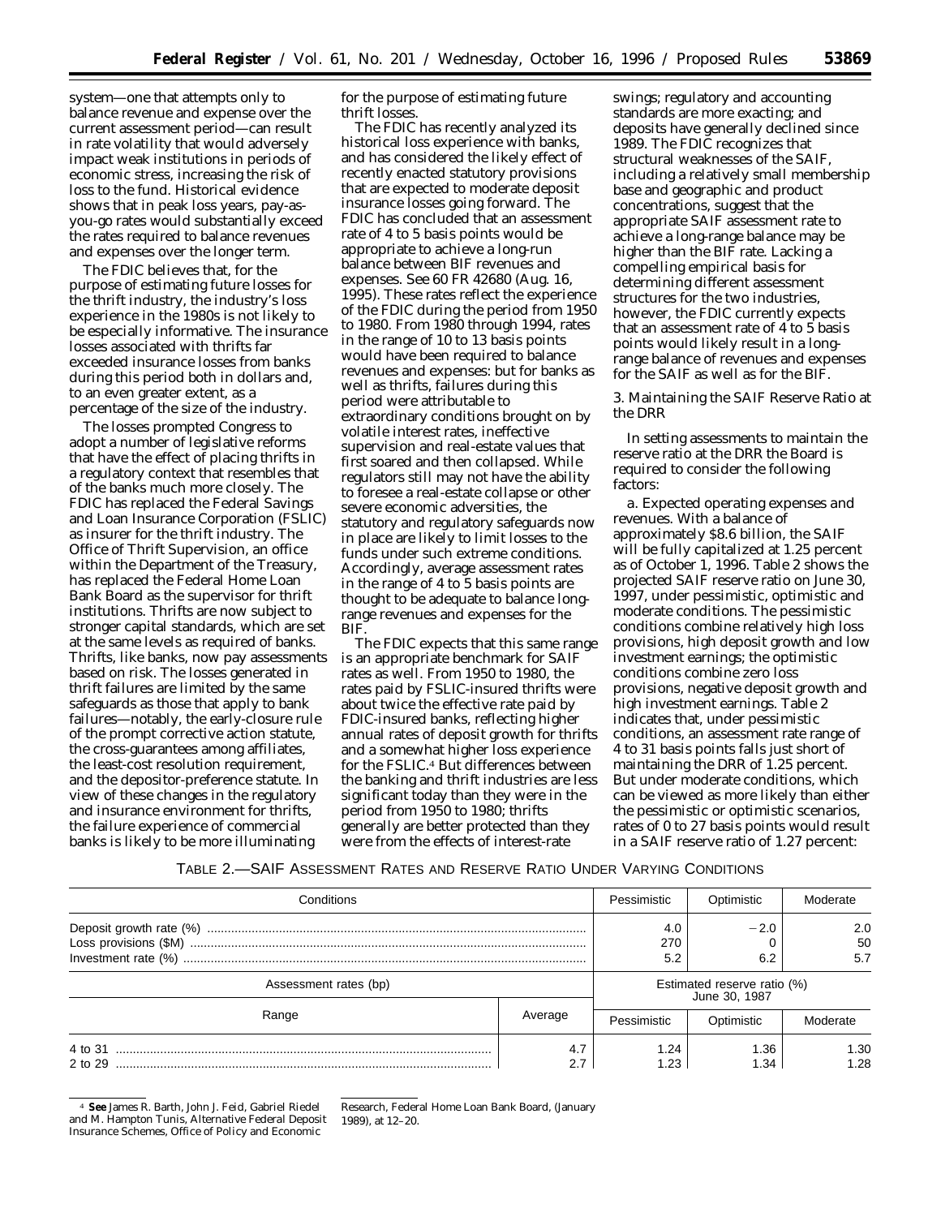system—one that attempts only to balance revenue and expense over the current assessment period—can result in rate volatility that would adversely impact weak institutions in periods of economic stress, increasing the risk of loss to the fund. Historical evidence shows that in peak loss years, pay-as-you-go rates would substantially exceed the rates required to balance revenues and expenses over the longer term.

The FDIC believes that, for the purpose of estimating future losses for the thrift industry, the industry's loss experience in the 1980s is not likely to be especially informative. The insurance losses associated with thrifts far exceeded insurance losses from banks during this period both in dollars and, to an even greater extent, as a percentage of the size of the industry.

The losses prompted Congress to adopt a number of legislative reforms that have the effect of placing thrifts in a regulatory context that resembles that of the banks much more closely. The FDIC has replaced the Federal Savings and Loan Insurance Corporation (FSLIC) as insurer for the thrift industry. The Office of Thrift Supervision, an office within the Department of the Treasury, has replaced the Federal Home Loan Bank Board as the supervisor for thrift institutions. Thrifts are now subject to stronger capital standards, which are set at the same levels as required of banks. Thrifts, like banks, now pay assessments based on risk. The losses generated in thrift failures are limited by the same safeguards as those that apply to bank failures—notably, the early-closure rule of the prompt corrective action statute, the cross-guarantees among affiliates, the least-cost resolution requirement, and the depositor-preference statute. In view of these changes in the regulatory and insurance environment for thrifts, the failure experience of commercial banks is likely to be more illuminating for the purpose of estimating future thrift losses.

The FDIC has recently analyzed its historical loss experience with banks, and has considered the likely effect of recently enacted statutory provisions that are expected to moderate deposit insurance losses going forward. The FDIC has concluded that an assessment rate of 4 to 5 basis points would be appropriate to achieve a long-run balance between BIF revenues and expenses. See 60 FR 42680 (Aug. 16, 1995). These rates reflect the experience of the FDIC during the period from 1950 to 1980. From 1980 through 1994, rates in the range of 10 to 13 basis points would have been required to balance revenues and expenses: but for banks as well as thrifts, failures during this period were attributable to extraordinary conditions brought on by volatile interest rates, ineffective supervision and real-estate values that first soared and then collapsed. While regulators still may not have the ability to foresee a real-estate collapse or other severe economic adversities, the statutory and regulatory safeguards now in place are likely to limit losses to the funds under such extreme conditions. Accordingly, average assessment rates in the range of 4 to 5 basis points are thought to be adequate to balance long-range revenues and expenses for the BIF.

The FDIC expects that this same range is an appropriate benchmark for SAIF rates as well. From 1950 to 1980, the rates paid by FSLIC-insured thrifts were about twice the effective rate paid by FDIC-insured banks, reflecting higher annual rates of deposit growth for thrifts and a somewhat higher loss experience for the FSLIC.[4] But differences between the banking and thrift industries are less significant today than they were in the period from 1950 to 1980; thrifts generally are better protected than they were from the effects of interest-rate swings; regulatory and accounting standards are more exacting; and deposits have generally declined since 1989. The FDIC recognizes that structural weaknesses of the SAIF, including a relatively small membership base and geographic and product concentrations, suggest that the appropriate SAIF assessment rate to achieve a long-range balance may be higher than the BIF rate. Lacking a compelling empirical basis for determining different assessment structures for the two industries, however, the FDIC currently expects that an assessment rate of 4 to 5 basis points would likely result in a long-range balance of revenues and expenses for the SAIF as well as for the BIF.

3. Maintaining the SAIF Reserve Ratio at the DRR

In setting assessments to maintain the reserve ratio at the DRR the Board is required to consider the following factors:

a. *Expected operating expenses and revenues.* With a balance of approximately $8.6 billion, the SAIF will be fully capitalized at 1.25 percent as of October 1, 1996. Table 2 shows the projected SAIF reserve ratio on June 30, 1997, under pessimistic, optimistic and moderate conditions. The pessimistic conditions combine relatively high loss provisions, high deposit growth and low investment earnings; the optimistic conditions combine zero loss provisions, negative deposit growth and high investment earnings. Table 2 indicates that, under pessimistic conditions, an assessment rate range of 4 to 31 basis points falls just short of maintaining the DRR of 1.25 percent. But under moderate conditions, which can be viewed as more likely than either the pessimistic or optimistic scenarios, rates of 0 to 27 basis points would result in a SAIF reserve ratio of 1.27 percent:

TABLE 2.—SAIF ASSESSMENT RATES AND RESERVE RATIO UNDER VARYING CONDITIONS

| Conditions | | Pessimistic | Optimistic | Moderate |
|---|---|---|---|---|
| Deposit growth rate (%) | | 4.0 | −2.0 | 2.0 |
| Loss provisions ($M) | | 270 | 0 | 50 |
| Investment rate (%) | | 5.2 | 6.2 | 5.7 |
| **Assessment rates (bp)** | | **Estimated reserve ratio (%) June 30, 1987** | | |
| Range | Average | Pessimistic | Optimistic | Moderate |
| 4 to 31 | 4.7 | 1.24 | 1.36 | 1.30 |
| 2 to 29 | 2.7 | 1.23 | 1.34 | 1.28 |

[4] *See* James R. Barth, John J. Feid, Gabriel Riedel and M. Hampton Tunis, Alternative Federal Deposit Insurance Schemes, Office of Policy and Economic Research, Federal Home Loan Bank Board, (January 1989), at 12–20.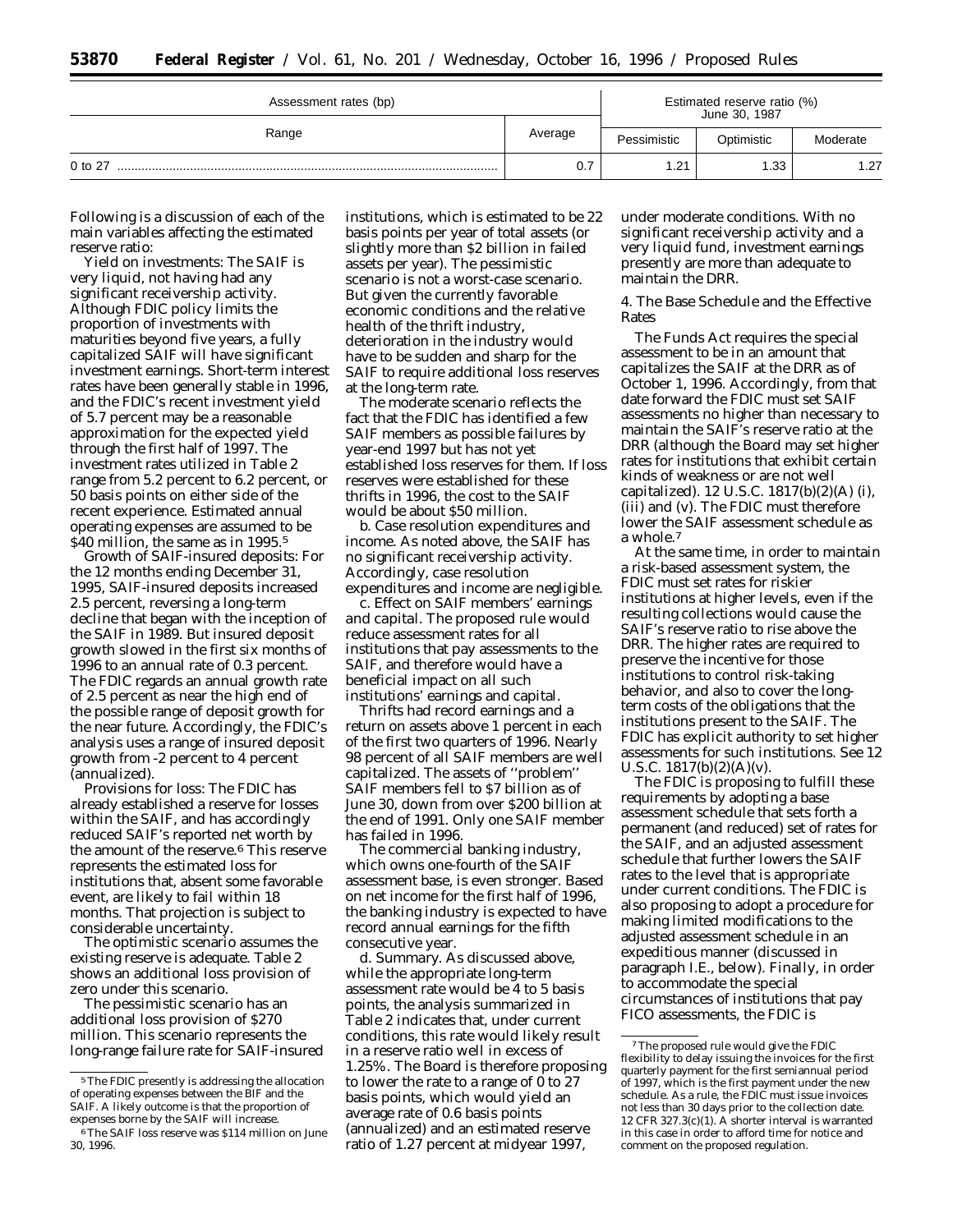| Assessment rates (bp) | | Estimated reserve ratio (%) June 30, 1987 | | |
|---|---|---|---|---|
| Range | Average | Pessimistic | Optimistic | Moderate |
| 0 to 27 | 0.7 | 1.21 | 1.33 | 1.27 |

Following is a discussion of each of the main variables affecting the estimated reserve ratio:

Yield on investments: The SAIF is very liquid, not having had any significant receivership activity. Although FDIC policy limits the proportion of investments with maturities beyond five years, a fully capitalized SAIF will have significant investment earnings. Short-term interest rates have been generally stable in 1996, and the FDIC's recent investment yield of 5.7 percent may be a reasonable approximation for the expected yield through the first half of 1997. The investment rates utilized in Table 2 range from 5.2 percent to 6.2 percent, or 50 basis points on either side of the recent experience. Estimated annual operating expenses are assumed to be $40 million, the same as in 1995.[5]

Growth of SAIF-insured deposits: For the 12 months ending December 31, 1995, SAIF-insured deposits increased 2.5 percent, reversing a long-term decline that began with the inception of the SAIF in 1989. But insured deposit growth slowed in the first six months of 1996 to an annual rate of 0.3 percent. The FDIC regards an annual growth rate of 2.5 percent as near the high end of the possible range of deposit growth for the near future. Accordingly, the FDIC's analysis uses a range of insured deposit growth from -2 percent to 4 percent (annualized).

Provisions for loss: The FDIC has already established a reserve for losses within the SAIF, and has accordingly reduced SAIF's reported net worth by the amount of the reserve.[6] This reserve represents the estimated loss for institutions that, absent some favorable event, are likely to fail within 18 months. That projection is subject to considerable uncertainty.

The optimistic scenario assumes the existing reserve is adequate. Table 2 shows an additional loss provision of zero under this scenario.

The pessimistic scenario has an additional loss provision of $270 million. This scenario represents the long-range failure rate for SAIF-insured institutions, which is estimated to be 22 basis points per year of total assets (or slightly more than $2 billion in failed assets per year). The pessimistic scenario is not a worst-case scenario. But given the currently favorable economic conditions and the relative health of the thrift industry, deterioration in the industry would have to be sudden and sharp for the SAIF to require additional loss reserves at the long-term rate.

The moderate scenario reflects the fact that the FDIC has identified a few SAIF members as possible failures by year-end 1997 but has not yet established loss reserves for them. If loss reserves were established for these thrifts in 1996, the cost to the SAIF would be about $50 million.

b. *Case resolution expenditures and income.* As noted above, the SAIF has no significant receivership activity. Accordingly, case resolution expenditures and income are negligible.

c. *Effect on SAIF members' earnings and capital.* The proposed rule would reduce assessment rates for all institutions that pay assessments to the SAIF, and therefore would have a beneficial impact on all such institutions' earnings and capital.

Thrifts had record earnings and a return on assets above 1 percent in each of the first two quarters of 1996. Nearly 98 percent of all SAIF members are well capitalized. The assets of "problem" SAIF members fell to $7 billion as of June 30, down from over $200 billion at the end of 1991. Only one SAIF member has failed in 1996.

The commercial banking industry, which owns one-fourth of the SAIF assessment base, is even stronger. Based on net income for the first half of 1996, the banking industry is expected to have record annual earnings for the fifth consecutive year.

d. *Summary.* As discussed above, while the appropriate long-term assessment rate would be 4 to 5 basis points, the analysis summarized in Table 2 indicates that, under current conditions, this rate would likely result in a reserve ratio well in excess of 1.25%. The Board is therefore proposing to lower the rate to a range of 0 to 27 basis points, which would yield an average rate of 0.6 basis points (annualized) and an estimated reserve ratio of 1.27 percent at midyear 1997, under moderate conditions. With no significant receivership activity and a very liquid fund, investment earnings presently are more than adequate to maintain the DRR.

4. The Base Schedule and the Effective Rates

The Funds Act requires the special assessment to be in an amount that capitalizes the SAIF at the DRR as of October 1, 1996. Accordingly, from that date forward the FDIC must set SAIF assessments no higher than necessary to maintain the SAIF's reserve ratio at the DRR (although the Board may set higher rates for institutions that exhibit certain kinds of weakness or are not well capitalized). 12 U.S.C. 1817(b)(2)(A) (i), (iii) and (v). The FDIC must therefore lower the SAIF assessment schedule as a whole.[7]

At the same time, in order to maintain a risk-based assessment system, the FDIC must set rates for riskier institutions at higher levels, even if the resulting collections would cause the SAIF's reserve ratio to rise above the DRR. The higher rates are required to preserve the incentive for those institutions to control risk-taking behavior, and also to cover the long-term costs of the obligations that the institutions present to the SAIF. The FDIC has explicit authority to set higher assessments for such institutions. See 12 U.S.C. 1817(b)(2)(A)(v).

The FDIC is proposing to fulfill these requirements by adopting a base assessment schedule that sets forth a permanent (and reduced) set of rates for the SAIF, and an adjusted assessment schedule that further lowers the SAIF rates to the level that is appropriate under current conditions. The FDIC is also proposing to adopt a procedure for making limited modifications to the adjusted assessment schedule in an expeditious manner (discussed in paragraph I.E., below). Finally, in order to accommodate the special circumstances of institutions that pay FICO assessments, the FDIC is

---

[5] The FDIC presently is addressing the allocation of operating expenses between the BIF and the SAIF. A likely outcome is that the proportion of expenses borne by the SAIF will increase.

[6] The SAIF loss reserve was $114 million on June 30, 1996.

[7] The proposed rule would give the FDIC flexibility to delay issuing the invoices for the first quarterly payment for the first semiannual period of 1997, which is the first payment under the new schedule. As a rule, the FDIC must issue invoices not less than 30 days prior to the collection date. 12 CFR 327.3(c)(1). A shorter interval is warranted in this case in order to afford time for notice and comment on the proposed regulation.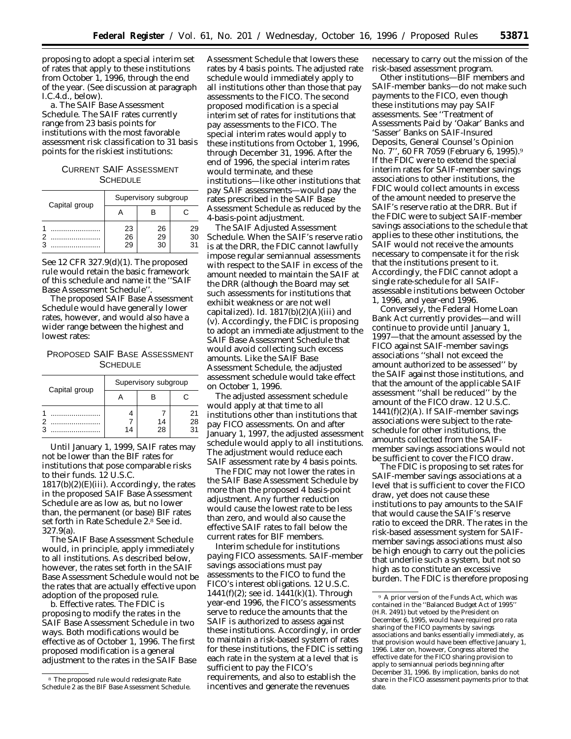proposing to adopt a special interim set of rates that apply to these institutions from October 1, 1996, through the end of the year. (See discussion at paragraph I.C.4.d., below).

a. *The SAIF Base Assessment Schedule.* The SAIF rates currently range from 23 basis points for institutions with the most favorable assessment risk classification to 31 basis points for the riskiest institutions:

CURRENT SAIF ASSESSMENT SCHEDULE

| Capital group | Supervisory subgroup | | |
|---|---|---|---|
| | A | B | C |
| 1 | 23 | 26 | 29 |
| 2 | 26 | 29 | 30 |
| 3 | 29 | 30 | 31 |

See 12 CFR 327.9(d)(1). The proposed rule would retain the basic framework of this schedule and name it the ''SAIF Base Assessment Schedule''.

The proposed SAIF Base Assessment Schedule would have generally lower rates, however, and would also have a wider range between the highest and lowest rates:

PROPOSED SAIF BASE ASSESSMENT SCHEDULE

| Capital group | Supervisory subgroup | | |
|---|---|---|---|
| | A | B | C |
| 1 | 4 | 7 | 21 |
| 2 | 7 | 14 | 28 |
| 3 | 14 | 28 | 31 |

Until January 1, 1999, SAIF rates may not be lower than the BIF rates for institutions that pose comparable risks to their funds. 12 U.S.C. 1817(b)(2)(E)(iii). Accordingly, the rates in the proposed SAIF Base Assessment Schedule are as low as, but no lower than, the permanent (or base) BIF rates set forth in Rate Schedule 2.[8] See *id.* 327.9(a).

The SAIF Base Assessment Schedule would, in principle, apply immediately to all institutions. As described below, however, the rates set forth in the SAIF Base Assessment Schedule would not be the rates that are actually effective upon adoption of the proposed rule.

b. *Effective rates.* The FDIC is proposing to modify the rates in the SAIF Base Assessment Schedule in two ways. Both modifications would be effective as of October 1, 1996. The first proposed modification is a general adjustment to the rates in the SAIF Base Assessment Schedule that lowers these rates by 4 basis points. The adjusted rate schedule would immediately apply to all institutions other than those that pay assessments to the FICO. The second proposed modification is a special interim set of rates for institutions that pay assessments to the FICO. The special interim rates would apply to these institutions from October 1, 1996, through December 31, 1996. After the end of 1996, the special interim rates would terminate, and these institutions—like other institutions that pay SAIF assessments—would pay the rates prescribed in the SAIF Base Assessment Schedule as reduced by the 4-basis-point adjustment.

*The SAIF Adjusted Assessment Schedule.* When the SAIF's reserve ratio is at the DRR, the FDIC cannot lawfully impose regular semiannual assessments with respect to the SAIF in excess of the amount needed to maintain the SAIF at the DRR (although the Board may set such assessments for institutions that exhibit weakness or are not well capitalized). *Id.* 1817(b)(2)(A)(iii) and (v). Accordingly, the FDIC is proposing to adopt an immediate adjustment to the SAIF Base Assessment Schedule that would avoid collecting such excess amounts. Like the SAIF Base Assessment Schedule, the adjusted assessment schedule would take effect on October 1, 1996.

The adjusted assessment schedule would apply at that time to all institutions other than institutions that pay FICO assessments. On and after January 1, 1997, the adjusted assessment schedule would apply to all institutions. The adjustment would reduce each SAIF assessment rate by 4 basis points.

The FDIC may not lower the rates in the SAIF Base Assessment Schedule by more than the proposed 4 basis-point adjustment. Any further reduction would cause the lowest rate to be less than zero, and would also cause the effective SAIF rates to fall below the current rates for BIF members.

*Interim schedule for institutions paying FICO assessments.* SAIF-member savings associations must pay assessments to the FICO to fund the FICO's interest obligations. 12 U.S.C. 1441(f)(2); *see id.* 1441(k)(1). Through year-end 1996, the FICO's assessments serve to reduce the amounts that the SAIF is authorized to assess against these institutions. Accordingly, in order to maintain a risk-based system of rates for these institutions, the FDIC is setting each rate in the system at a level that is sufficient to pay the FICO's requirements, and also to establish the incentives and generate the revenues necessary to carry out the mission of the risk-based assessment program.

Other institutions—BIF members and SAIF-member banks—do not make such payments to the FICO, even though these institutions may pay SAIF assessments. See ''Treatment of Assessments Paid by 'Oakar' Banks and 'Sasser' Banks on SAIF-Insured Deposits, General Counsel's Opinion No. 7'', 60 FR 7059 (February 6, 1995).[9] If the FDIC were to extend the special interim rates for SAIF-member savings associations to other institutions, the FDIC would collect amounts in excess of the amount needed to preserve the SAIF's reserve ratio at the DRR. But if the FDIC were to subject SAIF-member savings associations to the schedule that applies to these other institutions, the SAIF would not receive the amounts necessary to compensate it for the risk that the institutions present to it. Accordingly, the FDIC cannot adopt a single rate-schedule for all SAIF-assessable institutions between October 1, 1996, and year-end 1996.

Conversely, the Federal Home Loan Bank Act currently provides—and will continue to provide until January 1, 1997—that the amount assessed by the FICO against SAIF-member savings associations ''shall not exceed the amount authorized to be assessed'' by the SAIF against those institutions, and that the amount of the applicable SAIF assessment ''shall be reduced'' by the amount of the FICO draw. 12 U.S.C. 1441(f)(2)(A). If SAIF-member savings associations were subject to the rate-schedule for other institutions, the amounts collected from the SAIF-member savings associations would not be sufficient to cover the FICO draw.

The FDIC is proposing to set rates for SAIF-member savings associations at a level that is sufficient to cover the FICO draw, yet does not cause these institutions to pay amounts to the SAIF that would cause the SAIF's reserve ratio to exceed the DRR. The rates in the risk-based assessment system for SAIF-member savings associations must also be high enough to carry out the policies that underlie such a system, but not so high as to constitute an excessive burden. The FDIC is therefore proposing

---

[8] The proposed rule would redesignate Rate Schedule 2 as the BIF Base Assessment Schedule.

[9] A prior version of the Funds Act, which was contained in the ''Balanced Budget Act of 1995'' (H.R. 2491) but vetoed by the President on December 6, 1995, would have required pro rata sharing of the FICO payments by savings associations and banks essentially immediately, as that provision would have been effective January 1, 1996. Later on, however, Congress altered the effective date for the FICO sharing provision to apply to semiannual periods beginning after December 31, 1996. By implication, banks do not share in the FICO assessment payments prior to that date.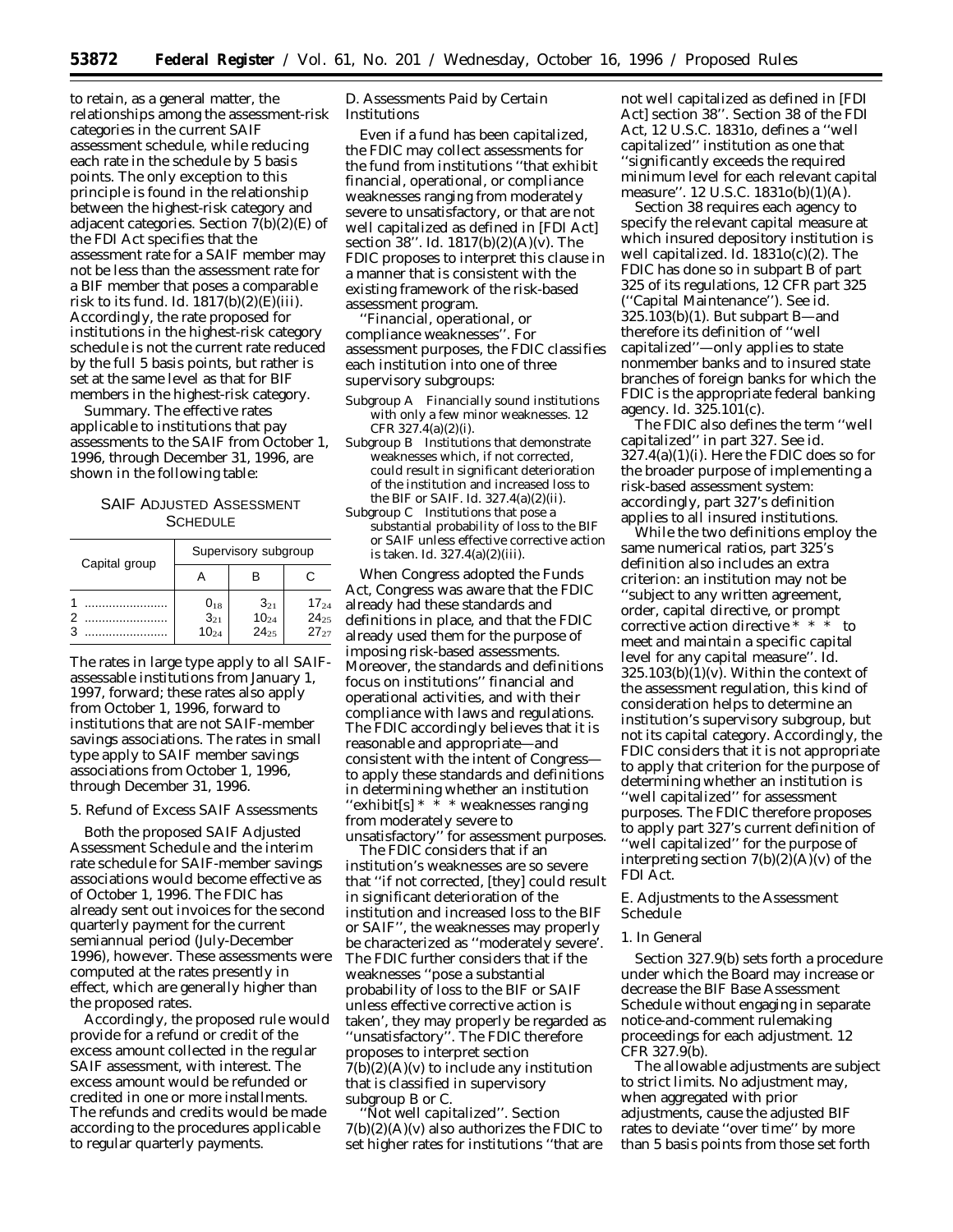to retain, as a general matter, the relationships among the assessment-risk categories in the current SAIF assessment schedule, while reducing each rate in the schedule by 5 basis points. The only exception to this principle is found in the relationship between the highest-risk category and adjacent categories. Section 7(b)(2)(E) of the FDI Act specifies that the assessment rate for a SAIF member may not be less than the assessment rate for a BIF member that poses a comparable risk to its fund. Id. 1817(b)(2)(E)(iii). Accordingly, the rate proposed for institutions in the highest-risk category schedule is not the current rate reduced by the full 5 basis points, but rather is set at the same level as that for BIF members in the highest-risk category.

*Summary.* The effective rates applicable to institutions that pay assessments to the SAIF from October 1, 1996, through December 31, 1996, are shown in the following table:

SAIF ADJUSTED ASSESSMENT SCHEDULE

| Capital group | Supervisory subgroup | | |
|---|---|---|---|
| | A | B | C |
| 1 | $0_{18}$ | $3_{21}$ | $17_{24}$ |
| 2 | $3_{21}$ | $10_{24}$ | $24_{25}$ |
| 3 | $10_{24}$ | $24_{25}$ | $27_{27}$ |

The rates in large type apply to all SAIF-assessable institutions from January 1, 1997, forward; these rates also apply from October 1, 1996, forward to institutions that are not SAIF-member savings associations. The rates in small type apply to SAIF member savings associations from October 1, 1996, through December 31, 1996.

*5. Refund of Excess SAIF Assessments*

Both the proposed SAIF Adjusted Assessment Schedule and the interim rate schedule for SAIF-member savings associations would become effective as of October 1, 1996. The FDIC has already sent out invoices for the second quarterly payment for the current semiannual period (July-December 1996), however. These assessments were computed at the rates presently in effect, which are generally higher than the proposed rates.

Accordingly, the proposed rule would provide for a refund or credit of the excess amount collected in the regular SAIF assessment, with interest. The excess amount would be refunded or credited in one or more installments. The refunds and credits would be made according to the procedures applicable to regular quarterly payments.

*D. Assessments Paid by Certain Institutions*

Even if a fund has been capitalized, the FDIC may collect assessments for the fund from institutions ''that exhibit financial, operational, or compliance weaknesses ranging from moderately severe to unsatisfactory, or that are not well capitalized as defined in [FDI Act] section 38''. Id. 1817(b)(2)(A)(v). The FDIC proposes to interpret this clause in a manner that is consistent with the existing framework of the risk-based assessment program.

''Financial, operational, or compliance weaknesses''. For assessment purposes, the FDIC classifies each institution into one of three supervisory subgroups:

- Subgroup A Financially sound institutions with only a few minor weaknesses. 12 CFR 327.4(a)(2)(i).
- Subgroup B Institutions that demonstrate weaknesses which, if not corrected, could result in significant deterioration of the institution and increased loss to the BIF or SAIF. Id. 327.4(a)(2)(ii).
- Subgroup C Institutions that pose a substantial probability of loss to the BIF or SAIF unless effective corrective action is taken. Id. 327.4(a)(2)(iii).

When Congress adopted the Funds Act, Congress was aware that the FDIC already had these standards and definitions in place, and that the FDIC already used them for the purpose of imposing risk-based assessments. Moreover, the standards and definitions focus on institutions'' financial and operational activities, and with their compliance with laws and regulations. The FDIC accordingly believes that it is reasonable and appropriate—and consistent with the intent of Congress—to apply these standards and definitions in determining whether an institution ''exhibit[s] * * * weaknesses ranging from moderately severe to unsatisfactory'' for assessment purposes.

The FDIC considers that if an institution's weaknesses are so severe that ''if not corrected, [they] could result in significant deterioration of the institution and increased loss to the BIF or SAIF'', the weaknesses may properly be characterized as ''moderately severe'. The FDIC further considers that if the weaknesses ''pose a substantial probability of loss to the BIF or SAIF unless effective corrective action is taken', they may properly be regarded as ''unsatisfactory''. The FDIC therefore proposes to interpret section 7(b)(2)(A)(v) to include any institution that is classified in supervisory subgroup B or C.

''Not well capitalized''. Section 7(b)(2)(A)(v) also authorizes the FDIC to set higher rates for institutions ''that are not well capitalized as defined in [FDI Act] section 38''. Section 38 of the FDI Act, 12 U.S.C. 1831o, defines a ''well capitalized'' institution as one that ''significantly exceeds the required minimum level for each relevant capital measure''. 12 U.S.C. 1831o(b)(1)(A).

Section 38 requires each agency to specify the relevant capital measure at which insured depository institution is well capitalized. Id. 1831o(c)(2). The FDIC has done so in subpart B of part 325 of its regulations, 12 CFR part 325 (''Capital Maintenance''). See id. 325.103(b)(1). But subpart B—and therefore its definition of ''well capitalized''—only applies to state nonmember banks and to insured state branches of foreign banks for which the FDIC is the appropriate federal banking agency. Id. 325.101(c).

The FDIC also defines the term ''well capitalized'' in part 327. See id. 327.4(a)(1)(i). Here the FDIC does so for the broader purpose of implementing a risk-based assessment system: accordingly, part 327's definition applies to all insured institutions.

While the two definitions employ the same numerical ratios, part 325's definition also includes an extra criterion: an institution may not be ''subject to any written agreement, order, capital directive, or prompt corrective action directive * * * to meet and maintain a specific capital level for any capital measure''. Id. 325.103(b)(1)(v). Within the context of the assessment regulation, this kind of consideration helps to determine an institution's supervisory subgroup, but not its capital category. Accordingly, the FDIC considers that it is not appropriate to apply that criterion for the purpose of determining whether an institution is ''well capitalized'' for assessment purposes. The FDIC therefore proposes to apply part 327's current definition of ''well capitalized'' for the purpose of interpreting section 7(b)(2)(A)(v) of the FDI Act.

*E. Adjustments to the Assessment Schedule*

*1. In General*

Section 327.9(b) sets forth a procedure under which the Board may increase or decrease the BIF Base Assessment Schedule without engaging in separate notice-and-comment rulemaking proceedings for each adjustment. 12 CFR 327.9(b).

The allowable adjustments are subject to strict limits. No adjustment may, when aggregated with prior adjustments, cause the adjusted BIF rates to deviate ''over time'' by more than 5 basis points from those set forth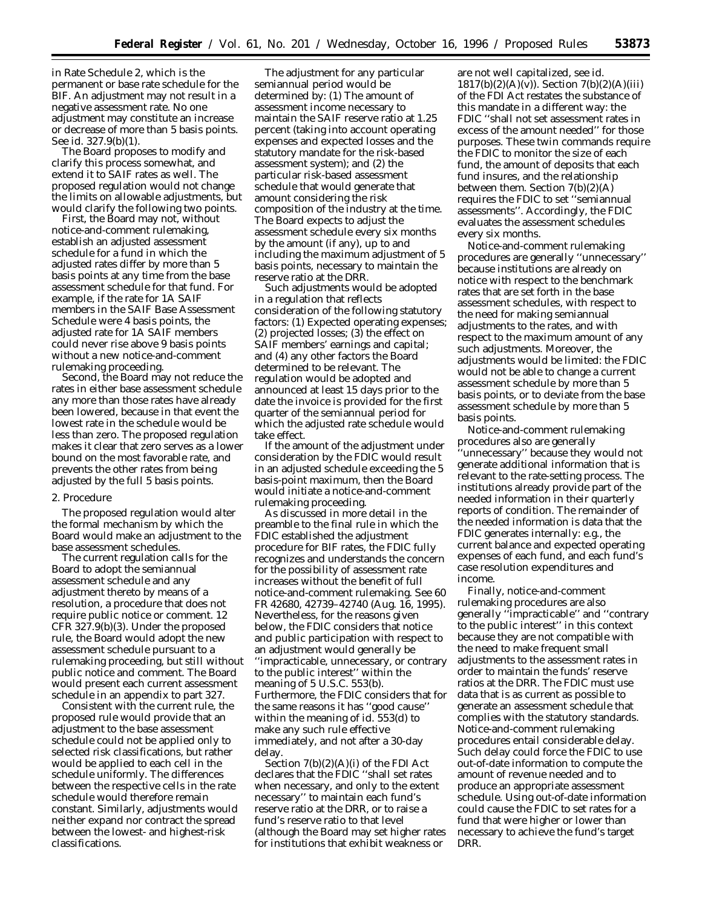in Rate Schedule 2, which is the permanent or base rate schedule for the BIF. An adjustment may not result in a negative assessment rate. No one adjustment may constitute an increase or decrease of more than 5 basis points. See id. 327.9(b)(1).

The Board proposes to modify and clarify this process somewhat, and extend it to SAIF rates as well. The proposed regulation would not change the limits on allowable adjustments, but would clarify the following two points.

First, the Board may not, without notice-and-comment rulemaking, establish an adjusted assessment schedule for a fund in which the adjusted rates differ by more than 5 basis points at any time from the base assessment schedule for that fund. For example, if the rate for 1A SAIF members in the SAIF Base Assessment Schedule were 4 basis points, the adjusted rate for 1A SAIF members could never rise above 9 basis points without a new notice-and-comment rulemaking proceeding.

Second, the Board may not reduce the rates in either base assessment schedule any more than those rates have already been lowered, because in that event the lowest rate in the schedule would be less than zero. The proposed regulation makes it clear that zero serves as a lower bound on the most favorable rate, and prevents the other rates from being adjusted by the full 5 basis points.

### 2. Procedure

The proposed regulation would alter the formal mechanism by which the Board would make an adjustment to the base assessment schedules.

The current regulation calls for the Board to adopt the semiannual assessment schedule and any adjustment thereto by means of a resolution, a procedure that does not require public notice or comment. 12 CFR 327.9(b)(3). Under the proposed rule, the Board would adopt the new assessment schedule pursuant to a rulemaking proceeding, but still without public notice and comment. The Board would present each current assessment schedule in an appendix to part 327.

Consistent with the current rule, the proposed rule would provide that an adjustment to the base assessment schedule could not be applied only to selected risk classifications, but rather would be applied to each cell in the schedule uniformly. The differences between the respective cells in the rate schedule would therefore remain constant. Similarly, adjustments would neither expand nor contract the spread between the lowest- and highest-risk classifications.

The adjustment for any particular semiannual period would be determined by: (1) The amount of assessment income necessary to maintain the SAIF reserve ratio at 1.25 percent (taking into account operating expenses and expected losses and the statutory mandate for the risk-based assessment system); and (2) the particular risk-based assessment schedule that would generate that amount considering the risk composition of the industry at the time. The Board expects to adjust the assessment schedule every six months by the amount (if any), up to and including the maximum adjustment of 5 basis points, necessary to maintain the reserve ratio at the DRR.

Such adjustments would be adopted in a regulation that reflects consideration of the following statutory factors: (1) Expected operating expenses; (2) projected losses; (3) the effect on SAIF members' earnings and capital; and (4) any other factors the Board determined to be relevant. The regulation would be adopted and announced at least 15 days prior to the date the invoice is provided for the first quarter of the semiannual period for which the adjusted rate schedule would take effect.

If the amount of the adjustment under consideration by the FDIC would result in an adjusted schedule exceeding the 5 basis-point maximum, then the Board would initiate a notice-and-comment rulemaking proceeding.

As discussed in more detail in the preamble to the final rule in which the FDIC established the adjustment procedure for BIF rates, the FDIC fully recognizes and understands the concern for the possibility of assessment rate increases without the benefit of full notice-and-comment rulemaking. See 60 FR 42680, 42739–42740 (Aug. 16, 1995). Nevertheless, for the reasons given below, the FDIC considers that notice and public participation with respect to an adjustment would generally be ''impracticable, unnecessary, or contrary to the public interest'' within the meaning of 5 U.S.C. 553(b). Furthermore, the FDIC considers that for the same reasons it has ''good cause'' within the meaning of id. 553(d) to make any such rule effective immediately, and not after a 30-day delay.

Section 7(b)(2)(A)(i) of the FDI Act declares that the FDIC ''shall set rates when necessary, and only to the extent necessary'' to maintain each fund's reserve ratio at the DRR, or to raise a fund's reserve ratio to that level (although the Board may set higher rates for institutions that exhibit weakness or are not well capitalized, see id. 1817(b)(2)(A)(v)). Section 7(b)(2)(A)(iii) of the FDI Act restates the substance of this mandate in a different way: the FDIC ''shall not set assessment rates in excess of the amount needed'' for those purposes. These twin commands require the FDIC to monitor the size of each fund, the amount of deposits that each fund insures, and the relationship between them. Section 7(b)(2)(A) requires the FDIC to set ''semiannual assessments''. Accordingly, the FDIC evaluates the assessment schedules every six months.

Notice-and-comment rulemaking procedures are generally ''unnecessary'' because institutions are already on notice with respect to the benchmark rates that are set forth in the base assessment schedules, with respect to the need for making semiannual adjustments to the rates, and with respect to the maximum amount of any such adjustments. Moreover, the adjustments would be limited: the FDIC would not be able to change a current assessment schedule by more than 5 basis points, or to deviate from the base assessment schedule by more than 5 basis points.

Notice-and-comment rulemaking procedures also are generally ''unnecessary'' because they would not generate additional information that is relevant to the rate-setting process. The institutions already provide part of the needed information in their quarterly reports of condition. The remainder of the needed information is data that the FDIC generates internally: e.g., the current balance and expected operating expenses of each fund, and each fund's case resolution expenditures and income.

Finally, notice-and-comment rulemaking procedures are also generally ''impracticable'' and ''contrary to the public interest'' in this context because they are not compatible with the need to make frequent small adjustments to the assessment rates in order to maintain the funds' reserve ratios at the DRR. The FDIC must use data that is as current as possible to generate an assessment schedule that complies with the statutory standards. Notice-and-comment rulemaking procedures entail considerable delay. Such delay could force the FDIC to use out-of-date information to compute the amount of revenue needed and to produce an appropriate assessment schedule. Using out-of-date information could cause the FDIC to set rates for a fund that were higher or lower than necessary to achieve the fund's target DRR.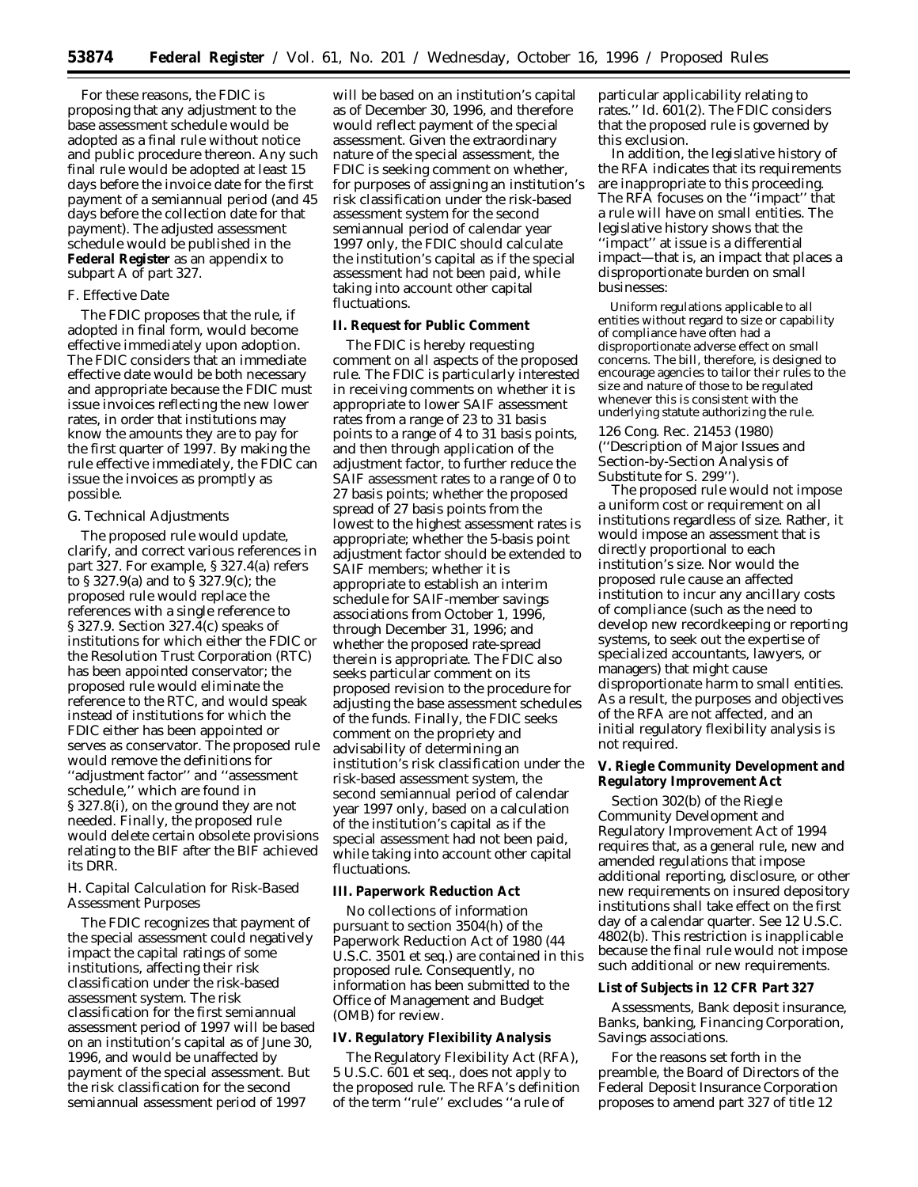For these reasons, the FDIC is proposing that any adjustment to the base assessment schedule would be adopted as a final rule without notice and public procedure thereon. Any such final rule would be adopted at least 15 days before the invoice date for the first payment of a semiannual period (and 45 days before the collection date for that payment). The adjusted assessment schedule would be published in the **Federal Register** as an appendix to subpart A of part 327.

### F. Effective Date

The FDIC proposes that the rule, if adopted in final form, would become effective immediately upon adoption. The FDIC considers that an immediate effective date would be both necessary and appropriate because the FDIC must issue invoices reflecting the new lower rates, in order that institutions may know the amounts they are to pay for the first quarter of 1997. By making the rule effective immediately, the FDIC can issue the invoices as promptly as possible.

### G. Technical Adjustments

The proposed rule would update, clarify, and correct various references in part 327. For example, § 327.4(a) refers to § 327.9(a) and to § 327.9(c); the proposed rule would replace the references with a single reference to § 327.9. Section 327.4(c) speaks of institutions for which either the FDIC or the Resolution Trust Corporation (RTC) has been appointed conservator; the proposed rule would eliminate the reference to the RTC, and would speak instead of institutions for which the FDIC either has been appointed or serves as conservator. The proposed rule would remove the definitions for ''adjustment factor'' and ''assessment schedule,'' which are found in § 327.8(i), on the ground they are not needed. Finally, the proposed rule would delete certain obsolete provisions relating to the BIF after the BIF achieved its DRR.

### H. Capital Calculation for Risk-Based Assessment Purposes

The FDIC recognizes that payment of the special assessment could negatively impact the capital ratings of some institutions, affecting their risk classification under the risk-based assessment system. The risk classification for the first semiannual assessment period of 1997 will be based on an institution's capital as of June 30, 1996, and would be unaffected by payment of the special assessment. But the risk classification for the second semiannual assessment period of 1997 will be based on an institution's capital as of December 30, 1996, and therefore would reflect payment of the special assessment. Given the extraordinary nature of the special assessment, the FDIC is seeking comment on whether, for purposes of assigning an institution's risk classification under the risk-based assessment system for the second semiannual period of calendar year 1997 only, the FDIC should calculate the institution's capital as if the special assessment had not been paid, while taking into account other capital fluctuations.

## II. Request for Public Comment

The FDIC is hereby requesting comment on all aspects of the proposed rule. The FDIC is particularly interested in receiving comments on whether it is appropriate to lower SAIF assessment rates from a range of 23 to 31 basis points to a range of 4 to 31 basis points, and then through application of the adjustment factor, to further reduce the SAIF assessment rates to a range of 0 to 27 basis points; whether the proposed spread of 27 basis points from the lowest to the highest assessment rates is appropriate; whether the 5-basis point adjustment factor should be extended to SAIF members; whether it is appropriate to establish an interim schedule for SAIF-member savings associations from October 1, 1996, through December 31, 1996; and whether the proposed rate-spread therein is appropriate. The FDIC also seeks particular comment on its proposed revision to the procedure for adjusting the base assessment schedules of the funds. Finally, the FDIC seeks comment on the propriety and advisability of determining an institution's risk classification under the risk-based assessment system, the second semiannual period of calendar year 1997 only, based on a calculation of the institution's capital as if the special assessment had not been paid, while taking into account other capital fluctuations.

## III. Paperwork Reduction Act

No collections of information pursuant to section 3504(h) of the Paperwork Reduction Act of 1980 (44 U.S.C. 3501 et seq.) are contained in this proposed rule. Consequently, no information has been submitted to the Office of Management and Budget (OMB) for review.

## IV. Regulatory Flexibility Analysis

The Regulatory Flexibility Act (RFA), 5 U.S.C. 601 et seq., does not apply to the proposed rule. The RFA's definition of the term ''rule'' excludes ''a rule of particular applicability relating to rates.'' *Id.* 601(2). The FDIC considers that the proposed rule is governed by this exclusion.

In addition, the legislative history of the RFA indicates that its requirements are inappropriate to this proceeding. The RFA focuses on the ''impact'' that a rule will have on small entities. The legislative history shows that the ''impact'' at issue is a differential impact—that is, an impact that places a disproportionate burden on small businesses:

> Uniform regulations applicable to all entities without regard to size or capability of compliance have often had a disproportionate adverse effect on small concerns. The bill, therefore, is designed to encourage agencies to tailor their rules to the size and nature of those to be regulated whenever this is consistent with the underlying statute authorizing the rule.

126 Cong. Rec. 21453 (1980) (''Description of Major Issues and Section-by-Section Analysis of Substitute for S. 299'').

The proposed rule would not impose a uniform cost or requirement on all institutions regardless of size. Rather, it would impose an assessment that is directly proportional to each institution's size. Nor would the proposed rule cause an affected institution to incur any ancillary costs of compliance (such as the need to develop new recordkeeping or reporting systems, to seek out the expertise of specialized accountants, lawyers, or managers) that might cause disproportionate harm to small entities. As a result, the purposes and objectives of the RFA are not affected, and an initial regulatory flexibility analysis is not required.

## V. Riegle Community Development and Regulatory Improvement Act

Section 302(b) of the Riegle Community Development and Regulatory Improvement Act of 1994 requires that, as a general rule, new and amended regulations that impose additional reporting, disclosure, or other new requirements on insured depository institutions shall take effect on the first day of a calendar quarter. See 12 U.S.C. 4802(b). This restriction is inapplicable because the final rule would not impose such additional or new requirements.

## List of Subjects in 12 CFR Part 327

Assessments, Bank deposit insurance, Banks, banking, Financing Corporation, Savings associations.

For the reasons set forth in the preamble, the Board of Directors of the Federal Deposit Insurance Corporation proposes to amend part 327 of title 12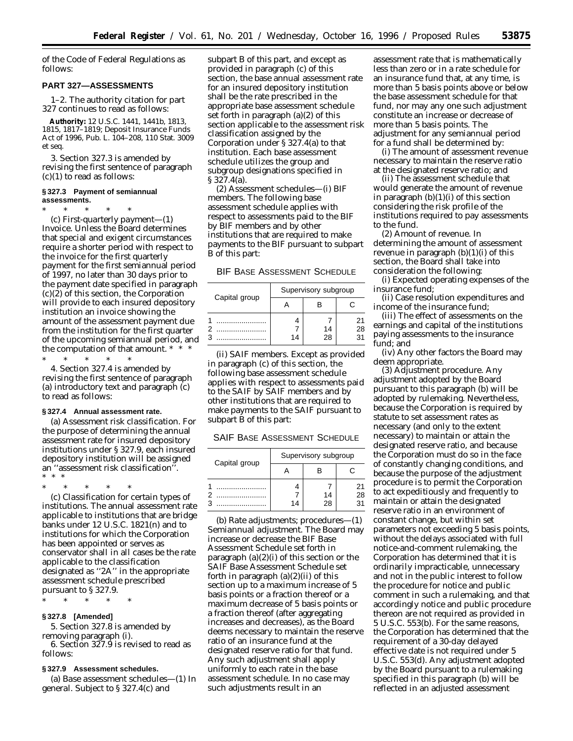of the Code of Federal Regulations as follows:

## PART 327—ASSESSMENTS

1–2. The authority citation for part 327 continues to read as follows:

**Authority:** 12 U.S.C. 1441, 1441b, 1813, 1815, 1817–1819; Deposit Insurance Funds Act of 1996, Pub. L. 104–208, 110 Stat. 3009 et seq.

3. Section 327.3 is amended by revising the first sentence of paragraph (c)(1) to read as follows:

### § 327.3 Payment of semiannual assessments.

\* \* \* \* \*

(c) *First-quarterly payment*—(1) *Invoice.* Unless the Board determines that special and exigent circumstances require a shorter period with respect to the invoice for the first quarterly payment for the first semiannual period of 1997, no later than 30 days prior to the payment date specified in paragraph (c)(2) of this section, the Corporation will provide to each insured depository institution an invoice showing the amount of the assessment payment due from the institution for the first quarter of the upcoming semiannual period, and the computation of that amount. \* \* \*

\* \* \* \* \*

4. Section 327.4 is amended by revising the first sentence of paragraph (a) introductory text and paragraph (c) to read as follows:

### § 327.4 Annual assessment rate.

(a) *Assessment risk classification.* For the purpose of determining the annual assessment rate for insured depository institutions under § 327.9, each insured depository institution will be assigned an ''assessment risk classification''. \* \* \*

\* \* \* \* \*

(c) *Classification for certain types of institutions.* The annual assessment rate applicable to institutions that are bridge banks under 12 U.S.C. 1821(n) and to institutions for which the Corporation has been appointed or serves as conservator shall in all cases be the rate applicable to the classification designated as ''2A'' in the appropriate assessment schedule prescribed pursuant to § 327.9.

\* \* \* \* \*

### § 327.8 [Amended]

5. Section 327.8 is amended by removing paragraph (i).

6. Section 327.9 is revised to read as follows:

### § 327.9 Assessment schedules.

(a) *Base assessment schedules*—(1) *In general.* Subject to § 327.4(c) and subpart B of this part, and except as provided in paragraph (c) of this section, the base annual assessment rate for an insured depository institution shall be the rate prescribed in the appropriate base assessment schedule set forth in paragraph (a)(2) of this section applicable to the assessment risk classification assigned by the Corporation under § 327.4(a) to that institution. Each base assessment schedule utilizes the group and subgroup designations specified in § 327.4(a).

(2) *Assessment schedules*—(i) *BIF members.* The following base assessment schedule applies with respect to assessments paid to the BIF by BIF members and by other institutions that are required to make payments to the BIF pursuant to subpart B of this part:

BIF BASE ASSESSMENT SCHEDULE

| Capital group | Supervisory subgroup | | |
|---|---|---|---|
| | A | B | C |
| 1 | 4 | 7 | 21 |
| 2 | 7 | 14 | 28 |
| 3 | 14 | 28 | 31 |

(ii) *SAIF members.* Except as provided in paragraph (c) of this section, the following base assessment schedule applies with respect to assessments paid to the SAIF by SAIF members and by other institutions that are required to make payments to the SAIF pursuant to subpart B of this part:

SAIF BASE ASSESSMENT SCHEDULE

| Capital group | Supervisory subgroup | | |
|---|---|---|---|
| | A | B | C |
| 1 | 4 | 7 | 21 |
| 2 | 7 | 14 | 28 |
| 3 | 14 | 28 | 31 |

(b) *Rate adjustments; procedures*—(1) *Semiannual adjustment.* The Board may increase or decrease the BIF Base Assessment Schedule set forth in paragraph (a)(2)(i) of this section or the SAIF Base Assessment Schedule set forth in paragraph (a)(2)(ii) of this section up to a maximum increase of 5 basis points or a fraction thereof or a maximum decrease of 5 basis points or a fraction thereof (after aggregating increases and decreases), as the Board deems necessary to maintain the reserve ratio of an insurance fund at the designated reserve ratio for that fund. Any such adjustment shall apply uniformly to each rate in the base assessment schedule. In no case may such adjustments result in an assessment rate that is mathematically less than zero or in a rate schedule for an insurance fund that, at any time, is more than 5 basis points above or below the base assessment schedule for that fund, nor may any one such adjustment constitute an increase or decrease of more than 5 basis points. The adjustment for any semiannual period for a fund shall be determined by:

(i) The amount of assessment revenue necessary to maintain the reserve ratio at the designated reserve ratio; and

(ii) The assessment schedule that would generate the amount of revenue in paragraph (b)(1)(i) of this section considering the risk profile of the institutions required to pay assessments to the fund.

(2) *Amount of revenue.* In determining the amount of assessment revenue in paragraph (b)(1)(i) of this section, the Board shall take into consideration the following:

(i) Expected operating expenses of the insurance fund;

(ii) Case resolution expenditures and income of the insurance fund;

(iii) The effect of assessments on the earnings and capital of the institutions paying assessments to the insurance fund; and

(iv) Any other factors the Board may deem appropriate.

(3) *Adjustment procedure.* Any adjustment adopted by the Board pursuant to this paragraph (b) will be adopted by rulemaking. Nevertheless, because the Corporation is required by statute to set assessment rates as necessary (and only to the extent necessary) to maintain or attain the designated reserve ratio, and because the Corporation must do so in the face of constantly changing conditions, and because the purpose of the adjustment procedure is to permit the Corporation to act expeditiously and frequently to maintain or attain the designated reserve ratio in an environment of constant change, but within set parameters not exceeding 5 basis points, without the delays associated with full notice-and-comment rulemaking, the Corporation has determined that it is ordinarily impracticable, unnecessary and not in the public interest to follow the procedure for notice and public comment in such a rulemaking, and that accordingly notice and public procedure thereon are not required as provided in 5 U.S.C. 553(b). For the same reasons, the Corporation has determined that the requirement of a 30-day delayed effective date is not required under 5 U.S.C. 553(d). Any adjustment adopted by the Board pursuant to a rulemaking specified in this paragraph (b) will be reflected in an adjusted assessment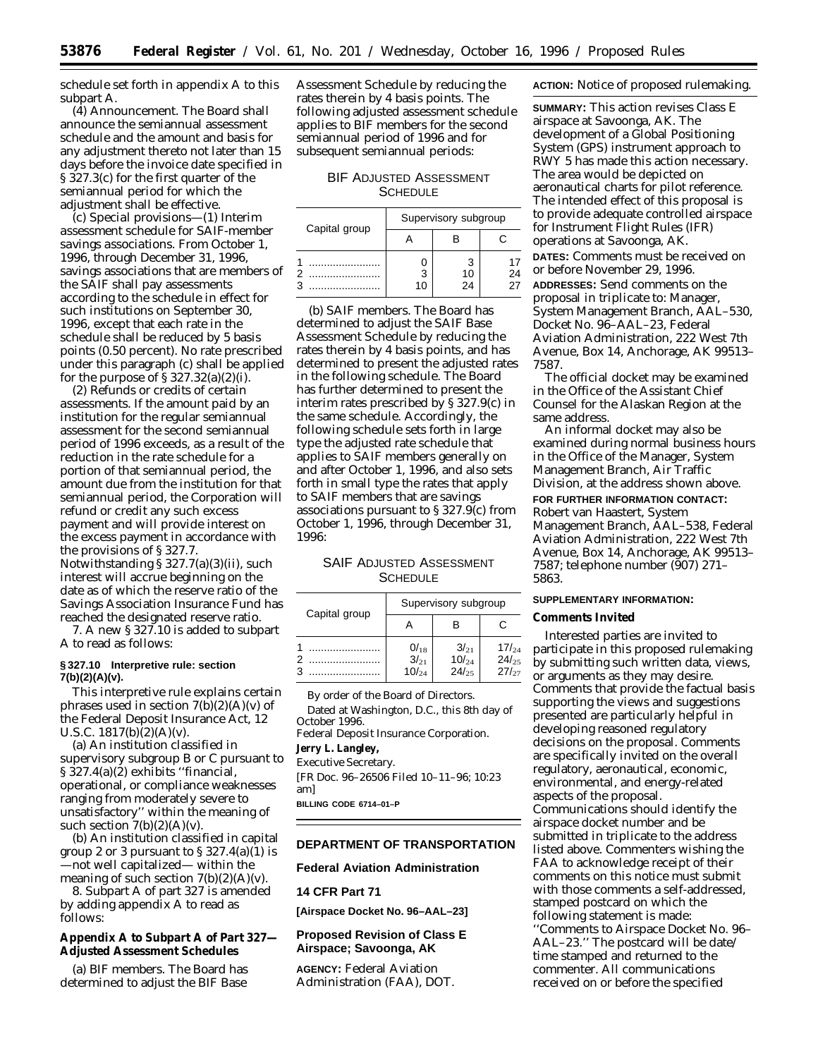schedule set forth in appendix A to this subpart A.

(4) Announcement. The Board shall announce the semiannual assessment schedule and the amount and basis for any adjustment thereto not later than 15 days before the invoice date specified in § 327.3(c) for the first quarter of the semiannual period for which the adjustment shall be effective.

(c) Special provisions—(1) Interim assessment schedule for SAIF-member savings associations. From October 1, 1996, through December 31, 1996, savings associations that are members of the SAIF shall pay assessments according to the schedule in effect for such institutions on September 30, 1996, except that each rate in the schedule shall be reduced by 5 basis points (0.50 percent). No rate prescribed under this paragraph (c) shall be applied for the purpose of § 327.32(a)(2)(i).

(2) Refunds or credits of certain assessments. If the amount paid by an institution for the regular semiannual assessment for the second semiannual period of 1996 exceeds, as a result of the reduction in the rate schedule for a portion of that semiannual period, the amount due from the institution for that semiannual period, the Corporation will refund or credit any such excess payment and will provide interest on the excess payment in accordance with the provisions of § 327.7. Notwithstanding § 327.7(a)(3)(ii), such interest will accrue beginning on the date as of which the reserve ratio of the Savings Association Insurance Fund has reached the designated reserve ratio.

7. A new § 327.10 is added to subpart A to read as follows:

**§ 327.10 Interpretive rule: section 7(b)(2)(A)(v).**

This interpretive rule explains certain phrases used in section 7(b)(2)(A)(v) of the Federal Deposit Insurance Act, 12 U.S.C. 1817(b)(2)(A)(v).

(a) An institution classified in supervisory subgroup B or C pursuant to § 327.4(a)(2) exhibits ''financial, operational, or compliance weaknesses ranging from moderately severe to unsatisfactory'' within the meaning of such section 7(b)(2)(A)(v).

(b) An institution classified in capital group 2 or 3 pursuant to § 327.4(a)(1) is —not well capitalized— within the meaning of such section 7(b)(2)(A)(v).

8. Subpart A of part 327 is amended by adding appendix A to read as follows:

**Appendix A to Subpart A of Part 327—Adjusted Assessment Schedules**

(a) BIF members. The Board has determined to adjust the BIF Base Assessment Schedule by reducing the rates therein by 4 basis points. The following adjusted assessment schedule applies to BIF members for the second semiannual period of 1996 and for subsequent semiannual periods:

BIF ADJUSTED ASSESSMENT SCHEDULE

| Capital group | Supervisory subgroup | | |
|---|---|---|---|
| | A | B | C |
| 1 | 0 | 3 | 17 |
| 2 | 3 | 10 | 24 |
| 3 | 10 | 24 | 27 |

(b) SAIF members. The Board has determined to adjust the SAIF Base Assessment Schedule by reducing the rates therein by 4 basis points, and has determined to present the adjusted rates in the following schedule. The Board has further determined to present the interim rates prescribed by § 327.9(c) in the same schedule. Accordingly, the following schedule sets forth in large type the adjusted rate schedule that applies to SAIF members generally on and after October 1, 1996, and also sets forth in small type the rates that apply to SAIF members that are savings associations pursuant to § 327.9(c) from October 1, 1996, through December 31, 1996:

SAIF ADJUSTED ASSESSMENT SCHEDULE

| Capital group | Supervisory subgroup | | |
|---|---|---|---|
| | A | B | C |
| 1 | 0/18 | 3/21 | 17/24 |
| 2 | 3/21 | 10/24 | 24/25 |
| 3 | 10/24 | 24/25 | 27/27 |

By order of the Board of Directors.

Dated at Washington, D.C., this 8th day of October 1996.

Federal Deposit Insurance Corporation.

**Jerry L. Langley,**

Executive Secretary.

[FR Doc. 96–26506 Filed 10–11–96; 10:23 am]

BILLING CODE 6714–01–P

## DEPARTMENT OF TRANSPORTATION

### Federal Aviation Administration

### 14 CFR Part 71

**[Airspace Docket No. 96–AAL–23]**

### Proposed Revision of Class E Airspace; Savoonga, AK

**AGENCY:** Federal Aviation Administration (FAA), DOT.

**ACTION:** Notice of proposed rulemaking.

**SUMMARY:** This action revises Class E airspace at Savoonga, AK. The development of a Global Positioning System (GPS) instrument approach to RWY 5 has made this action necessary. The area would be depicted on aeronautical charts for pilot reference. The intended effect of this proposal is to provide adequate controlled airspace for Instrument Flight Rules (IFR) operations at Savoonga, AK.

**DATES:** Comments must be received on or before November 29, 1996.

**ADDRESSES:** Send comments on the proposal in triplicate to: Manager, System Management Branch, AAL–530, Docket No. 96–AAL–23, Federal Aviation Administration, 222 West 7th Avenue, Box 14, Anchorage, AK 99513–7587.

The official docket may be examined in the Office of the Assistant Chief Counsel for the Alaskan Region at the same address.

An informal docket may also be examined during normal business hours in the Office of the Manager, System Management Branch, Air Traffic Division, at the address shown above.

**FOR FURTHER INFORMATION CONTACT:** Robert van Haastert, System Management Branch, AAL–538, Federal Aviation Administration, 222 West 7th Avenue, Box 14, Anchorage, AK 99513–7587; telephone number (907) 271–5863.

**SUPPLEMENTARY INFORMATION:**

**Comments Invited**

Interested parties are invited to participate in this proposed rulemaking by submitting such written data, views, or arguments as they may desire. Comments that provide the factual basis supporting the views and suggestions presented are particularly helpful in developing reasoned regulatory decisions on the proposal. Comments are specifically invited on the overall regulatory, aeronautical, economic, environmental, and energy-related aspects of the proposal. Communications should identify the airspace docket number and be submitted in triplicate to the address listed above. Commenters wishing the FAA to acknowledge receipt of their comments on this notice must submit with those comments a self-addressed, stamped postcard on which the following statement is made: ''Comments to Airspace Docket No. 96–AAL–23.'' The postcard will be date/time stamped and returned to the commenter. All communications received on or before the specified